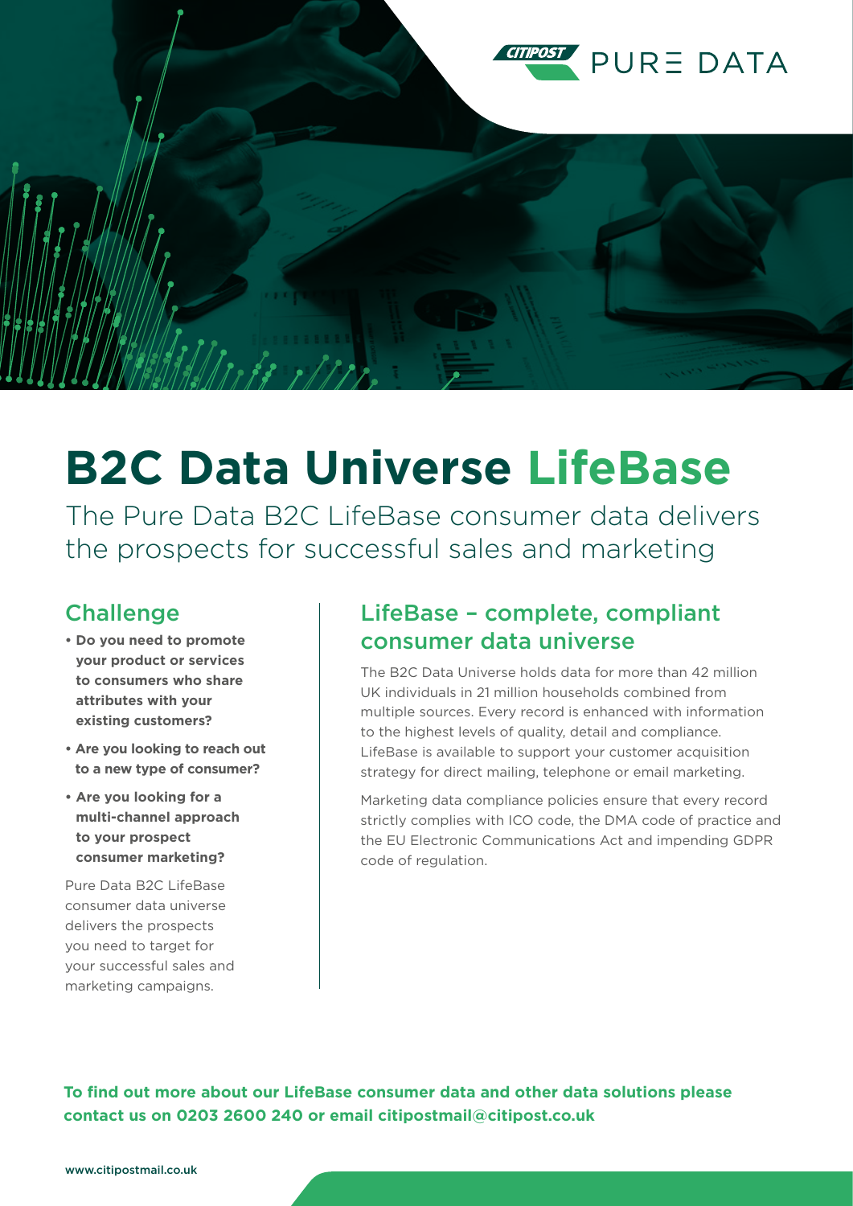CITIPOST PURE DATA

# B2C Data Universe LifeBase

The Pure Data B2C LifeBase consumer data delivers the prospects for successful sales and marketing

## Challenge

- **Do you need to promote your product or services to consumers who share attributes with your existing customers?**
- **Are you looking to reach out to a new type of consumer?**
- **Are you looking for a multi-channel approach to your prospect consumer marketing?**

Pure Data B2C LifeBase consumer data universe delivers the prospects you need to target for your successful sales and marketing campaigns.

## LifeBase – complete, compliant consumer data universe

The B2C Data Universe holds data for more than 42 million UK individuals in 21 million households combined from multiple sources. Every record is enhanced with information to the highest levels of quality, detail and compliance. LifeBase is available to support your customer acquisition strategy for direct mailing, telephone or email marketing.

Marketing data compliance policies ensure that every record strictly complies with ICO code, the DMA code of practice and the EU Electronic Communications Act and impending GDPR code of regulation.

**To find out more about our LifeBase consumer data and other data solutions please contact us on 0203 2600 240 or email citipostmail@citipost.co.uk**

www.citipostmail.co.uk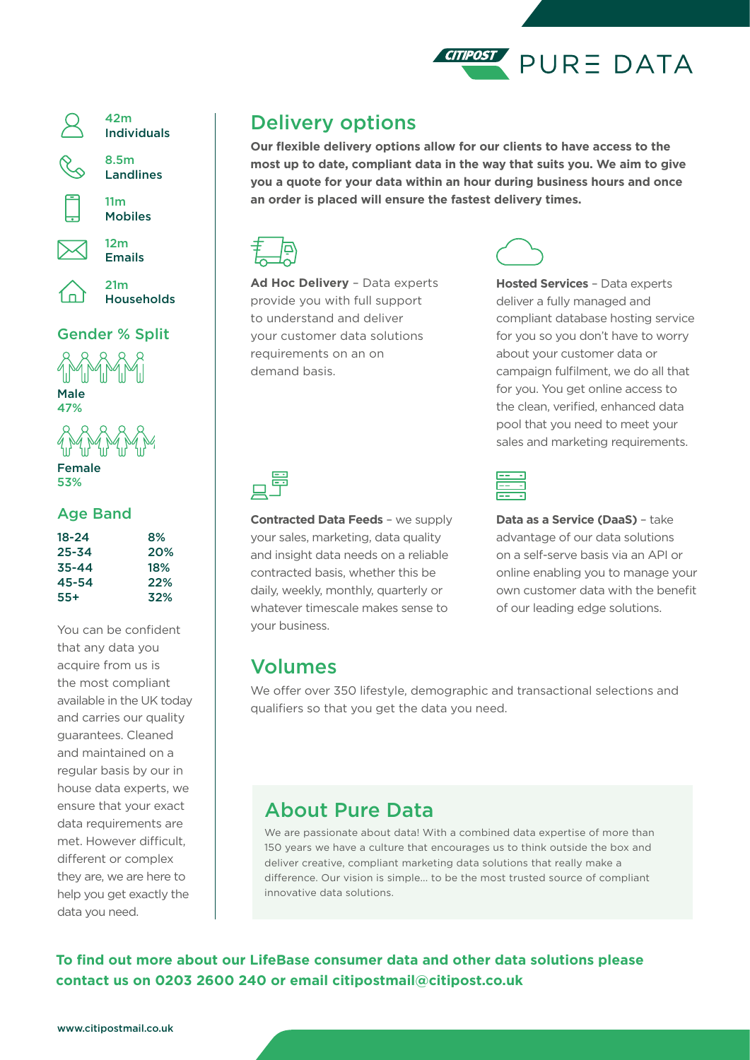CITIPOST PURE DATA

42m
Individuals

8.5m
Landlines

11m
Mobiles

12m
Emails

21m
Households

## Gender % Split

Male
47%

Female
53%

## Age Band

| Age | % |
|---|---|
| 18-24 | 8% |
| 25-34 | 20% |
| 35-44 | 18% |
| 45-54 | 22% |
| 55+ | 32% |

You can be confident that any data you acquire from us is the most compliant available in the UK today and carries our quality guarantees. Cleaned and maintained on a regular basis by our in house data experts, we ensure that your exact data requirements are met. However difficult, different or complex they are, we are here to help you get exactly the data you need.

## Delivery options

**Our flexible delivery options allow for our clients to have access to the most up to date, compliant data in the way that suits you. We aim to give you a quote for your data within an hour during business hours and once an order is placed will ensure the fastest delivery times.**

**Ad Hoc Delivery** – Data experts provide you with full support to understand and deliver your customer data solutions requirements on an on demand basis.

**Hosted Services** – Data experts deliver a fully managed and compliant database hosting service for you so you don't have to worry about your customer data or campaign fulfilment, we do all that for you. You get online access to the clean, verified, enhanced data pool that you need to meet your sales and marketing requirements.

**Contracted Data Feeds** – we supply your sales, marketing, data quality and insight data needs on a reliable contracted basis, whether this be daily, weekly, monthly, quarterly or whatever timescale makes sense to your business.

**Data as a Service (DaaS)** – take advantage of our data solutions on a self-serve basis via an API or online enabling you to manage your own customer data with the benefit of our leading edge solutions.

## Volumes

We offer over 350 lifestyle, demographic and transactional selections and qualifiers so that you get the data you need.

## About Pure Data

We are passionate about data! With a combined data expertise of more than 150 years we have a culture that encourages us to think outside the box and deliver creative, compliant marketing data solutions that really make a difference. Our vision is simple... to be the most trusted source of compliant innovative data solutions.

**To find out more about our LifeBase consumer data and other data solutions please contact us on 0203 2600 240 or email citipostmail@citipost.co.uk**

www.citipostmail.co.uk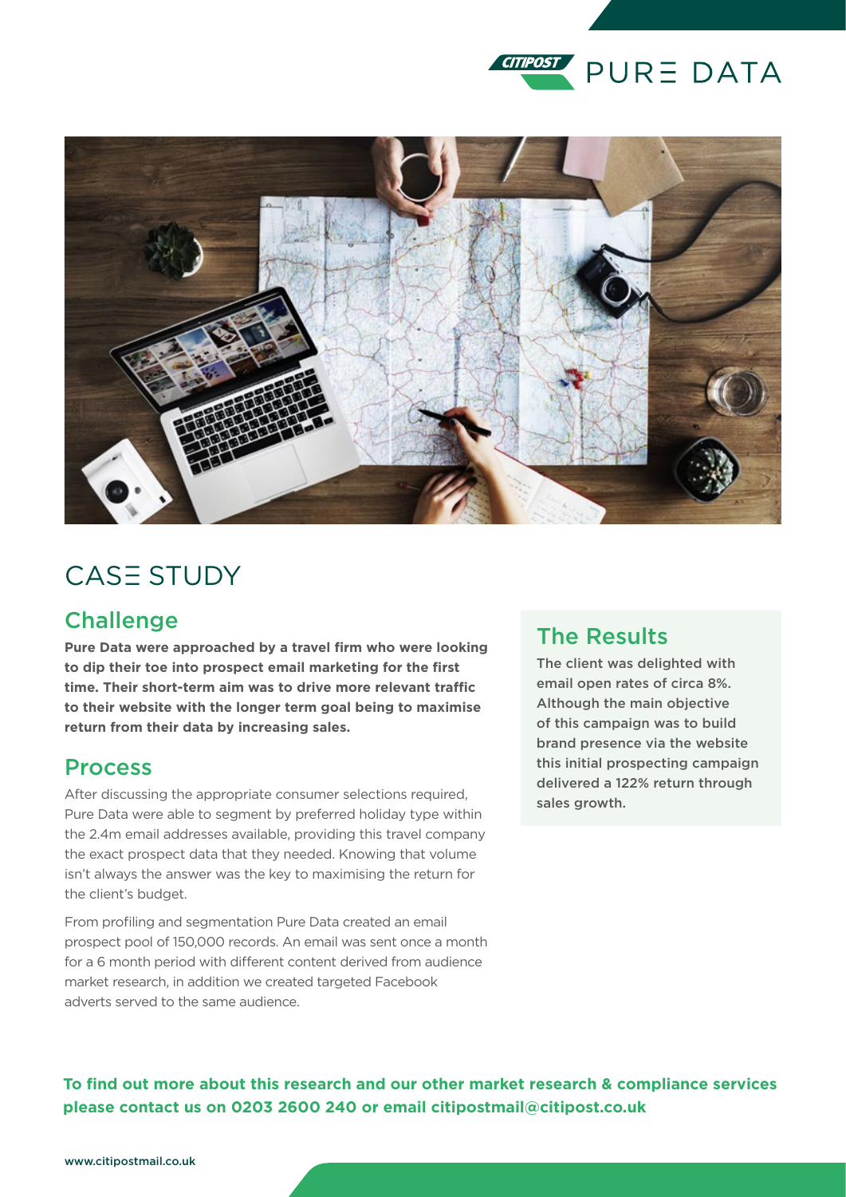# CASE STUDY

## Challenge

**Pure Data were approached by a travel firm who were looking to dip their toe into prospect email marketing for the first time. Their short-term aim was to drive more relevant traffic to their website with the longer term goal being to maximise return from their data by increasing sales.**

## Process

After discussing the appropriate consumer selections required, Pure Data were able to segment by preferred holiday type within the 2.4m email addresses available, providing this travel company the exact prospect data that they needed. Knowing that volume isn't always the answer was the key to maximising the return for the client's budget.

From profiling and segmentation Pure Data created an email prospect pool of 150,000 records. An email was sent once a month for a 6 month period with different content derived from audience market research, in addition we created targeted Facebook adverts served to the same audience.

## The Results

The client was delighted with email open rates of circa 8%. Although the main objective of this campaign was to build brand presence via the website this initial prospecting campaign delivered a 122% return through sales growth.

**To find out more about this research and our other market research & compliance services please contact us on 0203 2600 240 or email citipostmail@citipost.co.uk**

www.citipostmail.co.uk